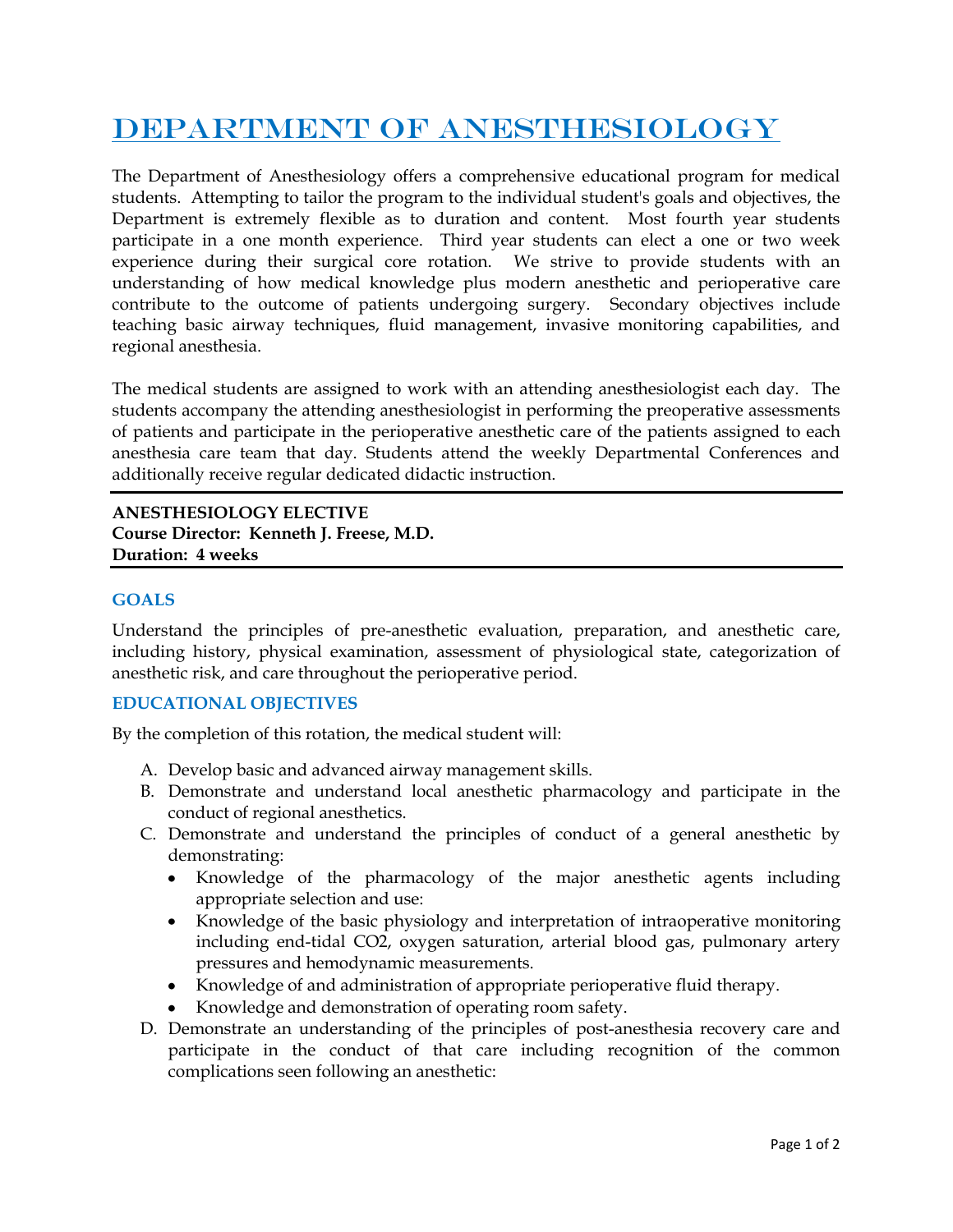# Department of Anesthesiology

The Department of Anesthesiology offers a comprehensive educational program for medical students. Attempting to tailor the program to the individual student's goals and objectives, the Department is extremely flexible as to duration and content. Most fourth year students participate in a one month experience. Third year students can elect a one or two week experience during their surgical core rotation. We strive to provide students with an understanding of how medical knowledge plus modern anesthetic and perioperative care contribute to the outcome of patients undergoing surgery. Secondary objectives include teaching basic airway techniques, fluid management, invasive monitoring capabilities, and regional anesthesia.

The medical students are assigned to work with an attending anesthesiologist each day. The students accompany the attending anesthesiologist in performing the preoperative assessments of patients and participate in the perioperative anesthetic care of the patients assigned to each anesthesia care team that day. Students attend the weekly Departmental Conferences and additionally receive regular dedicated didactic instruction.

---

**ANESTHESIOLOGY ELECTIVE**
**Course Director: Kenneth J. Freese, M.D.**
**Duration: 4 weeks**

---

### GOALS

Understand the principles of pre-anesthetic evaluation, preparation, and anesthetic care, including history, physical examination, assessment of physiological state, categorization of anesthetic risk, and care throughout the perioperative period.

### EDUCATIONAL OBJECTIVES

By the completion of this rotation, the medical student will:

A. Develop basic and advanced airway management skills.
B. Demonstrate and understand local anesthetic pharmacology and participate in the conduct of regional anesthetics.
C. Demonstrate and understand the principles of conduct of a general anesthetic by demonstrating:
   - Knowledge of the pharmacology of the major anesthetic agents including appropriate selection and use:
   - Knowledge of the basic physiology and interpretation of intraoperative monitoring including end-tidal $CO_2$, oxygen saturation, arterial blood gas, pulmonary artery pressures and hemodynamic measurements.
   - Knowledge of and administration of appropriate perioperative fluid therapy.
   - Knowledge and demonstration of operating room safety.
D. Demonstrate an understanding of the principles of post-anesthesia recovery care and participate in the conduct of that care including recognition of the common complications seen following an anesthetic: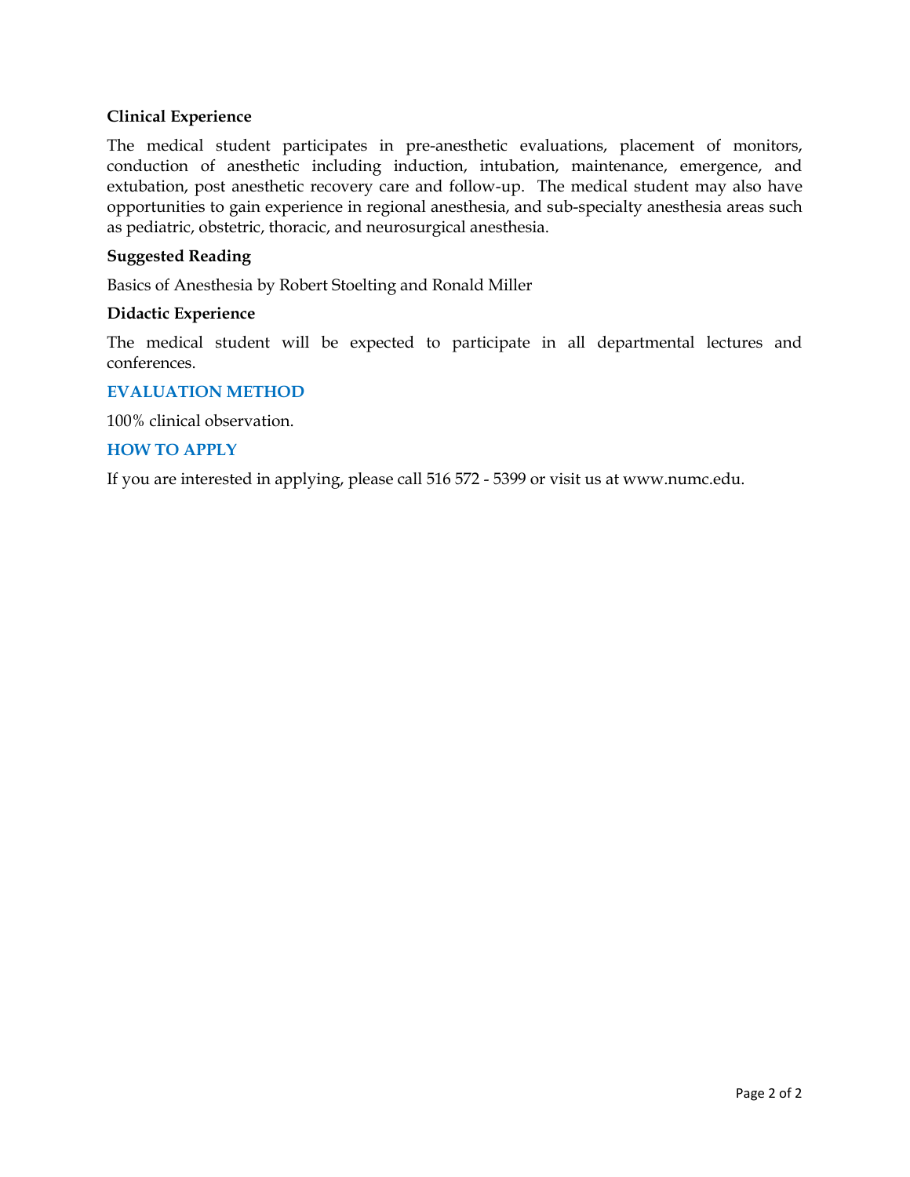**Clinical Experience**

The medical student participates in pre-anesthetic evaluations, placement of monitors, conduction of anesthetic including induction, intubation, maintenance, emergence, and extubation, post anesthetic recovery care and follow-up. The medical student may also have opportunities to gain experience in regional anesthesia, and sub-specialty anesthesia areas such as pediatric, obstetric, thoracic, and neurosurgical anesthesia.

**Suggested Reading**

Basics of Anesthesia by Robert Stoelting and Ronald Miller

**Didactic Experience**

The medical student will be expected to participate in all departmental lectures and conferences.

## EVALUATION METHOD

100% clinical observation.

## HOW TO APPLY

If you are interested in applying, please call 516 572 - 5399 or visit us at www.numc.edu.